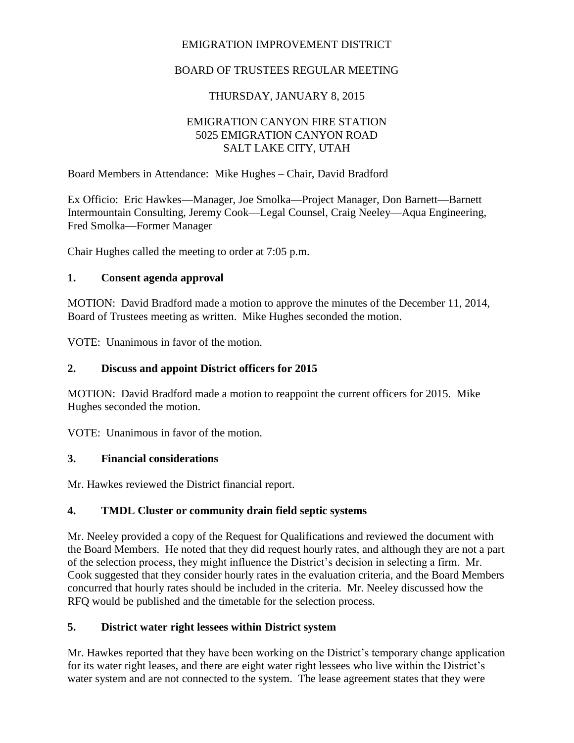EMIGRATION IMPROVEMENT DISTRICT

BOARD OF TRUSTEES REGULAR MEETING

THURSDAY, JANUARY 8, 2015

EMIGRATION CANYON FIRE STATION
5025 EMIGRATION CANYON ROAD
SALT LAKE CITY, UTAH

Board Members in Attendance: Mike Hughes – Chair, David Bradford

Ex Officio: Eric Hawkes—Manager, Joe Smolka—Project Manager, Don Barnett—Barnett Intermountain Consulting, Jeremy Cook—Legal Counsel, Craig Neeley—Aqua Engineering, Fred Smolka—Former Manager

Chair Hughes called the meeting to order at 7:05 p.m.

## 1. Consent agenda approval

MOTION: David Bradford made a motion to approve the minutes of the December 11, 2014, Board of Trustees meeting as written. Mike Hughes seconded the motion.

VOTE: Unanimous in favor of the motion.

## 2. Discuss and appoint District officers for 2015

MOTION: David Bradford made a motion to reappoint the current officers for 2015. Mike Hughes seconded the motion.

VOTE: Unanimous in favor of the motion.

## 3. Financial considerations

Mr. Hawkes reviewed the District financial report.

## 4. TMDL Cluster or community drain field septic systems

Mr. Neeley provided a copy of the Request for Qualifications and reviewed the document with the Board Members. He noted that they did request hourly rates, and although they are not a part of the selection process, they might influence the District's decision in selecting a firm. Mr. Cook suggested that they consider hourly rates in the evaluation criteria, and the Board Members concurred that hourly rates should be included in the criteria. Mr. Neeley discussed how the RFQ would be published and the timetable for the selection process.

## 5. District water right lessees within District system

Mr. Hawkes reported that they have been working on the District's temporary change application for its water right leases, and there are eight water right lessees who live within the District's water system and are not connected to the system. The lease agreement states that they were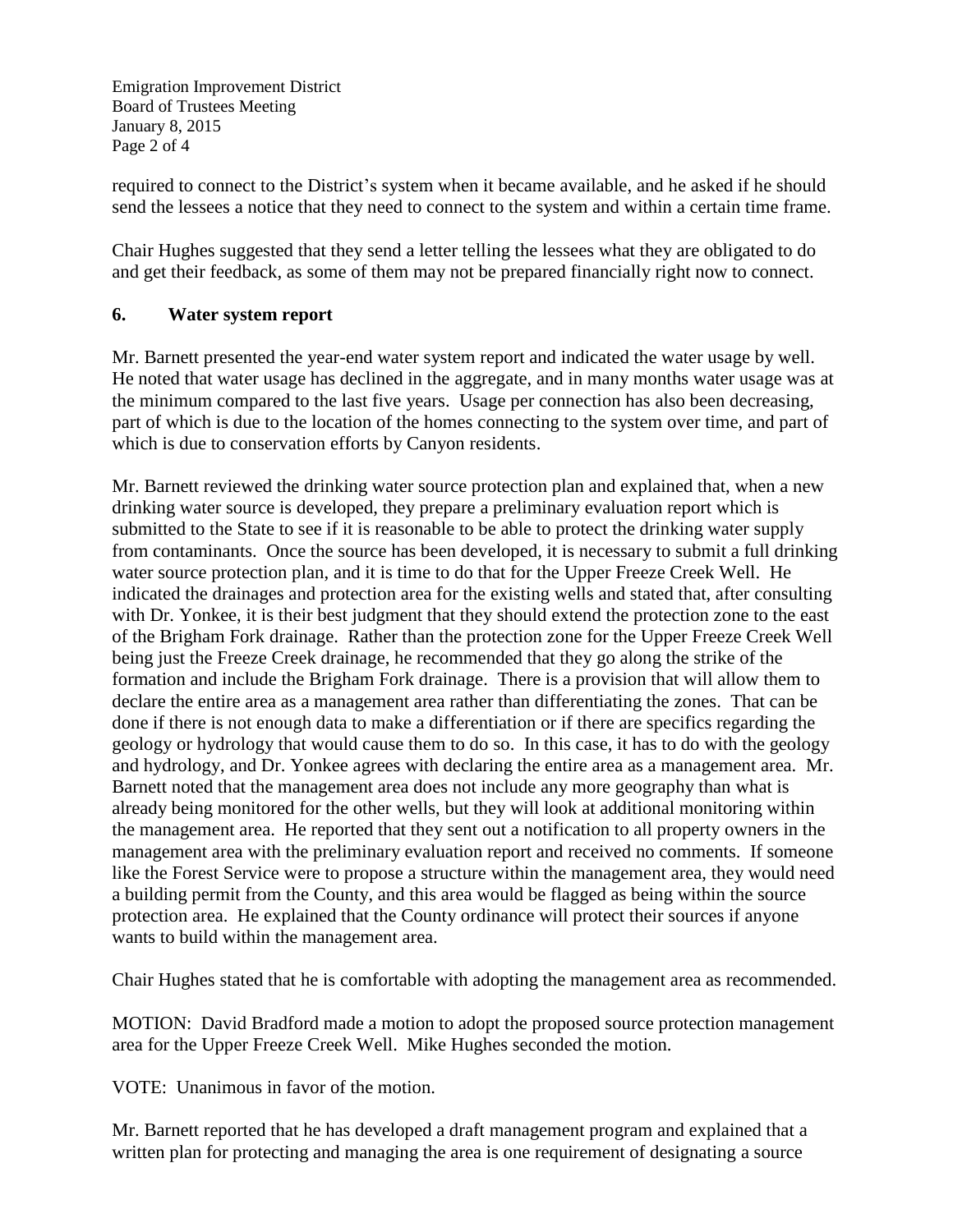required to connect to the District's system when it became available, and he asked if he should send the lessees a notice that they need to connect to the system and within a certain time frame.

Chair Hughes suggested that they send a letter telling the lessees what they are obligated to do and get their feedback, as some of them may not be prepared financially right now to connect.

## 6. Water system report

Mr. Barnett presented the year-end water system report and indicated the water usage by well. He noted that water usage has declined in the aggregate, and in many months water usage was at the minimum compared to the last five years. Usage per connection has also been decreasing, part of which is due to the location of the homes connecting to the system over time, and part of which is due to conservation efforts by Canyon residents.

Mr. Barnett reviewed the drinking water source protection plan and explained that, when a new drinking water source is developed, they prepare a preliminary evaluation report which is submitted to the State to see if it is reasonable to be able to protect the drinking water supply from contaminants. Once the source has been developed, it is necessary to submit a full drinking water source protection plan, and it is time to do that for the Upper Freeze Creek Well. He indicated the drainages and protection area for the existing wells and stated that, after consulting with Dr. Yonkee, it is their best judgment that they should extend the protection zone to the east of the Brigham Fork drainage. Rather than the protection zone for the Upper Freeze Creek Well being just the Freeze Creek drainage, he recommended that they go along the strike of the formation and include the Brigham Fork drainage. There is a provision that will allow them to declare the entire area as a management area rather than differentiating the zones. That can be done if there is not enough data to make a differentiation or if there are specifics regarding the geology or hydrology that would cause them to do so. In this case, it has to do with the geology and hydrology, and Dr. Yonkee agrees with declaring the entire area as a management area. Mr. Barnett noted that the management area does not include any more geography than what is already being monitored for the other wells, but they will look at additional monitoring within the management area. He reported that they sent out a notification to all property owners in the management area with the preliminary evaluation report and received no comments. If someone like the Forest Service were to propose a structure within the management area, they would need a building permit from the County, and this area would be flagged as being within the source protection area. He explained that the County ordinance will protect their sources if anyone wants to build within the management area.

Chair Hughes stated that he is comfortable with adopting the management area as recommended.

MOTION: David Bradford made a motion to adopt the proposed source protection management area for the Upper Freeze Creek Well. Mike Hughes seconded the motion.

VOTE: Unanimous in favor of the motion.

Mr. Barnett reported that he has developed a draft management program and explained that a written plan for protecting and managing the area is one requirement of designating a source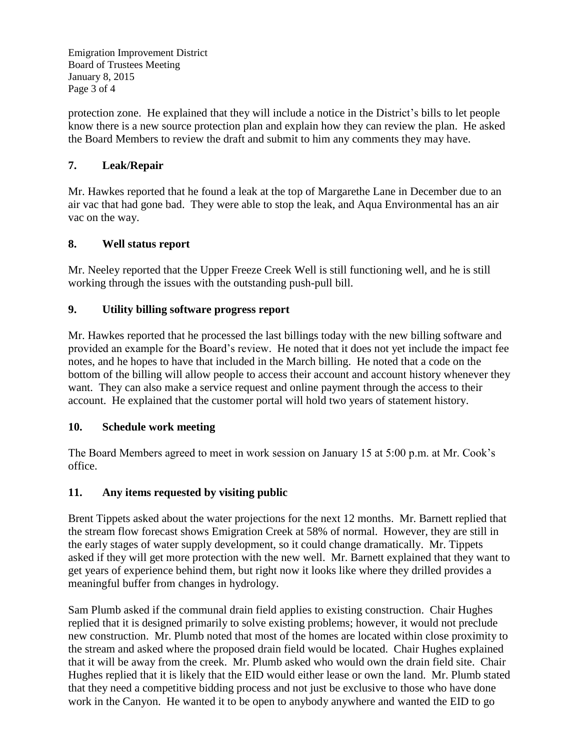protection zone. He explained that they will include a notice in the District's bills to let people know there is a new source protection plan and explain how they can review the plan. He asked the Board Members to review the draft and submit to him any comments they may have.

## 7. Leak/Repair

Mr. Hawkes reported that he found a leak at the top of Margarethe Lane in December due to an air vac that had gone bad. They were able to stop the leak, and Aqua Environmental has an air vac on the way.

## 8. Well status report

Mr. Neeley reported that the Upper Freeze Creek Well is still functioning well, and he is still working through the issues with the outstanding push-pull bill.

## 9. Utility billing software progress report

Mr. Hawkes reported that he processed the last billings today with the new billing software and provided an example for the Board's review. He noted that it does not yet include the impact fee notes, and he hopes to have that included in the March billing. He noted that a code on the bottom of the billing will allow people to access their account and account history whenever they want. They can also make a service request and online payment through the access to their account. He explained that the customer portal will hold two years of statement history.

## 10. Schedule work meeting

The Board Members agreed to meet in work session on January 15 at 5:00 p.m. at Mr. Cook's office.

## 11. Any items requested by visiting public

Brent Tippets asked about the water projections for the next 12 months. Mr. Barnett replied that the stream flow forecast shows Emigration Creek at 58% of normal. However, they are still in the early stages of water supply development, so it could change dramatically. Mr. Tippets asked if they will get more protection with the new well. Mr. Barnett explained that they want to get years of experience behind them, but right now it looks like where they drilled provides a meaningful buffer from changes in hydrology.

Sam Plumb asked if the communal drain field applies to existing construction. Chair Hughes replied that it is designed primarily to solve existing problems; however, it would not preclude new construction. Mr. Plumb noted that most of the homes are located within close proximity to the stream and asked where the proposed drain field would be located. Chair Hughes explained that it will be away from the creek. Mr. Plumb asked who would own the drain field site. Chair Hughes replied that it is likely that the EID would either lease or own the land. Mr. Plumb stated that they need a competitive bidding process and not just be exclusive to those who have done work in the Canyon. He wanted it to be open to anybody anywhere and wanted the EID to go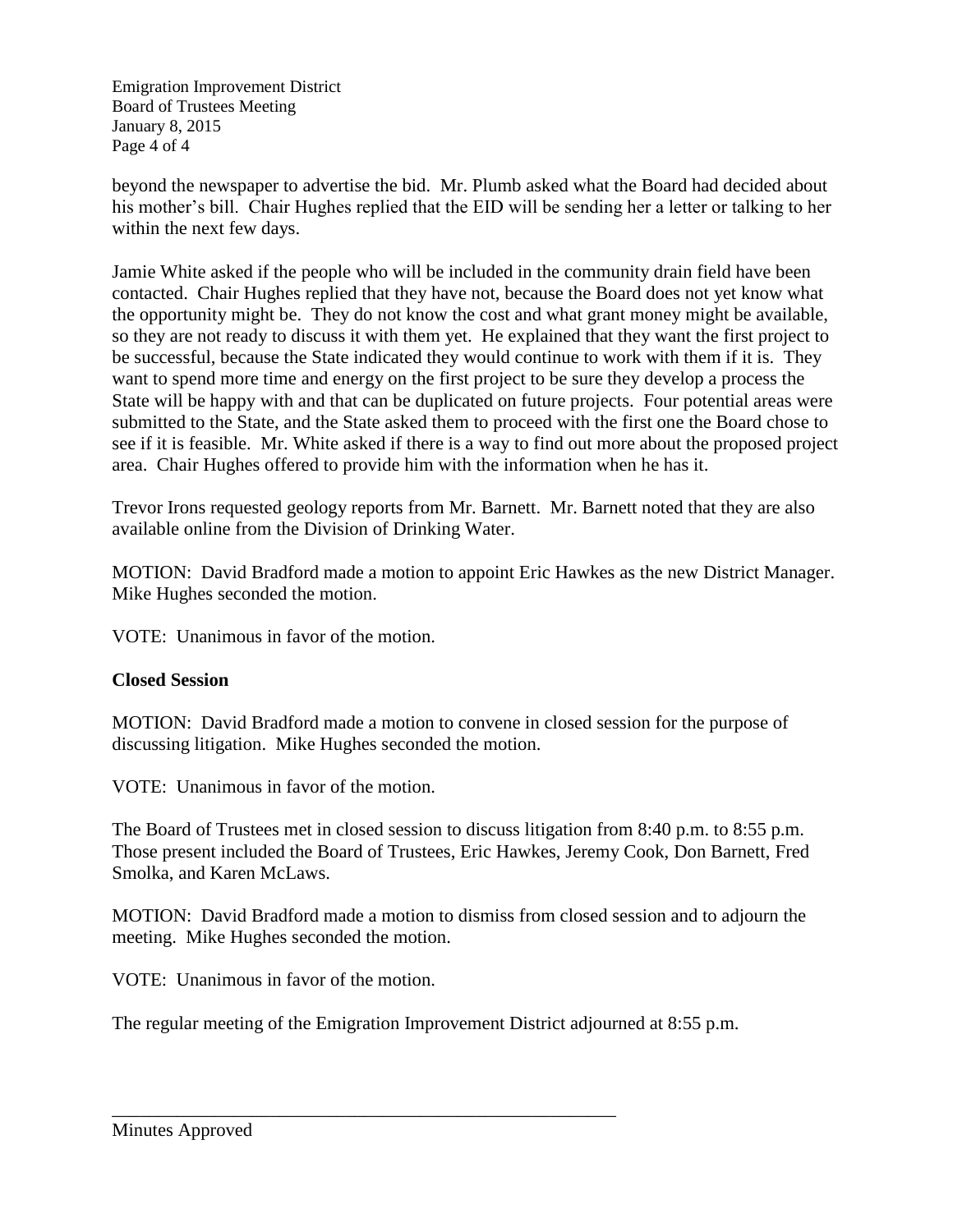beyond the newspaper to advertise the bid. Mr. Plumb asked what the Board had decided about his mother's bill. Chair Hughes replied that the EID will be sending her a letter or talking to her within the next few days.

Jamie White asked if the people who will be included in the community drain field have been contacted. Chair Hughes replied that they have not, because the Board does not yet know what the opportunity might be. They do not know the cost and what grant money might be available, so they are not ready to discuss it with them yet. He explained that they want the first project to be successful, because the State indicated they would continue to work with them if it is. They want to spend more time and energy on the first project to be sure they develop a process the State will be happy with and that can be duplicated on future projects. Four potential areas were submitted to the State, and the State asked them to proceed with the first one the Board chose to see if it is feasible. Mr. White asked if there is a way to find out more about the proposed project area. Chair Hughes offered to provide him with the information when he has it.

Trevor Irons requested geology reports from Mr. Barnett. Mr. Barnett noted that they are also available online from the Division of Drinking Water.

MOTION: David Bradford made a motion to appoint Eric Hawkes as the new District Manager. Mike Hughes seconded the motion.

VOTE: Unanimous in favor of the motion.

**Closed Session**

MOTION: David Bradford made a motion to convene in closed session for the purpose of discussing litigation. Mike Hughes seconded the motion.

VOTE: Unanimous in favor of the motion.

The Board of Trustees met in closed session to discuss litigation from 8:40 p.m. to 8:55 p.m. Those present included the Board of Trustees, Eric Hawkes, Jeremy Cook, Don Barnett, Fred Smolka, and Karen McLaws.

MOTION: David Bradford made a motion to dismiss from closed session and to adjourn the meeting. Mike Hughes seconded the motion.

VOTE: Unanimous in favor of the motion.

The regular meeting of the Emigration Improvement District adjourned at 8:55 p.m.

\_\_\_\_\_\_\_\_\_\_\_\_\_\_\_\_\_\_\_\_\_\_\_\_\_\_\_\_\_\_\_\_\_\_\_\_\_\_\_\_\_\_\_\_\_\_\_\_\_\_\_\_\_\_

Minutes Approved